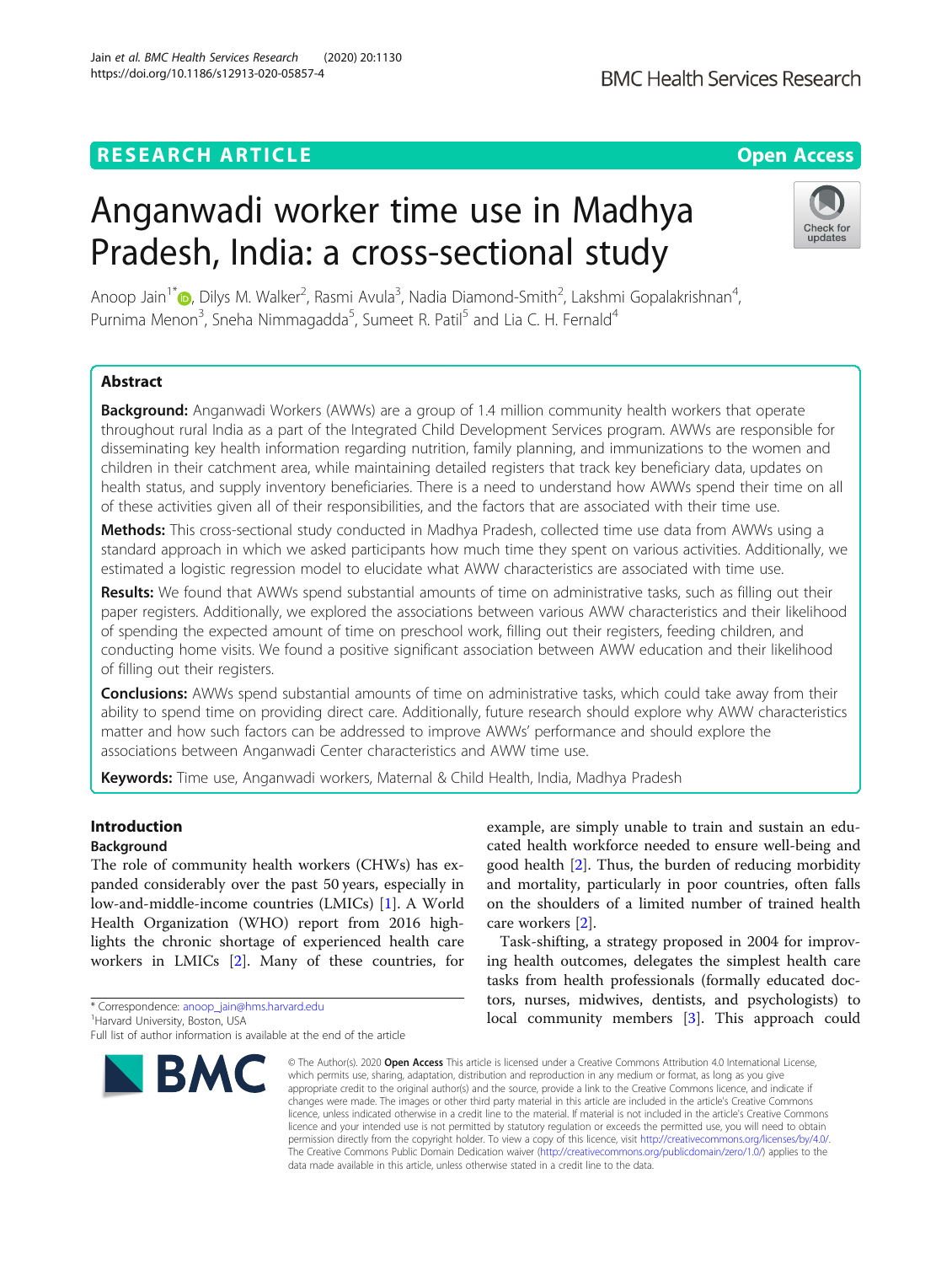RESEARCH ARTICLE

Open Access

# Anganwadi worker time use in Madhya Pradesh, India: a cross-sectional study

Anoop Jain[1*], Dilys M. Walker[2], Rasmi Avula[3], Nadia Diamond-Smith[2], Lakshmi Gopalakrishnan[4], Purnima Menon[3], Sneha Nimmagadda[5], Sumeet R. Patil[5] and Lia C. H. Fernald[4]

## Abstract

**Background:** Anganwadi Workers (AWWs) are a group of 1.4 million community health workers that operate throughout rural India as a part of the Integrated Child Development Services program. AWWs are responsible for disseminating key health information regarding nutrition, family planning, and immunizations to the women and children in their catchment area, while maintaining detailed registers that track key beneficiary data, updates on health status, and supply inventory beneficiaries. There is a need to understand how AWWs spend their time on all of these activities given all of their responsibilities, and the factors that are associated with their time use.

**Methods:** This cross-sectional study conducted in Madhya Pradesh, collected time use data from AWWs using a standard approach in which we asked participants how much time they spent on various activities. Additionally, we estimated a logistic regression model to elucidate what AWW characteristics are associated with time use.

**Results:** We found that AWWs spend substantial amounts of time on administrative tasks, such as filling out their paper registers. Additionally, we explored the associations between various AWW characteristics and their likelihood of spending the expected amount of time on preschool work, filling out their registers, feeding children, and conducting home visits. We found a positive significant association between AWW education and their likelihood of filling out their registers.

**Conclusions:** AWWs spend substantial amounts of time on administrative tasks, which could take away from their ability to spend time on providing direct care. Additionally, future research should explore why AWW characteristics matter and how such factors can be addressed to improve AWWs' performance and should explore the associations between Anganwadi Center characteristics and AWW time use.

**Keywords:** Time use, Anganwadi workers, Maternal & Child Health, India, Madhya Pradesh

## Introduction

### Background

The role of community health workers (CHWs) has expanded considerably over the past 50 years, especially in low-and-middle-income countries (LMICs) [1]. A World Health Organization (WHO) report from 2016 highlights the chronic shortage of experienced health care workers in LMICs [2]. Many of these countries, for example, are simply unable to train and sustain an educated health workforce needed to ensure well-being and good health [2]. Thus, the burden of reducing morbidity and mortality, particularly in poor countries, often falls on the shoulders of a limited number of trained health care workers [2].

Task-shifting, a strategy proposed in 2004 for improving health outcomes, delegates the simplest health care tasks from health professionals (formally educated doctors, nurses, midwives, dentists, and psychologists) to local community members [3]. This approach could

* Correspondence: anoop_jain@hms.harvard.edu
[1]Harvard University, Boston, USA
Full list of author information is available at the end of the article

© The Author(s). 2020 **Open Access** This article is licensed under a Creative Commons Attribution 4.0 International License, which permits use, sharing, adaptation, distribution and reproduction in any medium or format, as long as you give appropriate credit to the original author(s) and the source, provide a link to the Creative Commons licence, and indicate if changes were made. The images or other third party material in this article are included in the article's Creative Commons licence, unless indicated otherwise in a credit line to the material. If material is not included in the article's Creative Commons licence and your intended use is not permitted by statutory regulation or exceeds the permitted use, you will need to obtain permission directly from the copyright holder. To view a copy of this licence, visit http://creativecommons.org/licenses/by/4.0/. The Creative Commons Public Domain Dedication waiver (http://creativecommons.org/publicdomain/zero/1.0/) applies to the data made available in this article, unless otherwise stated in a credit line to the data.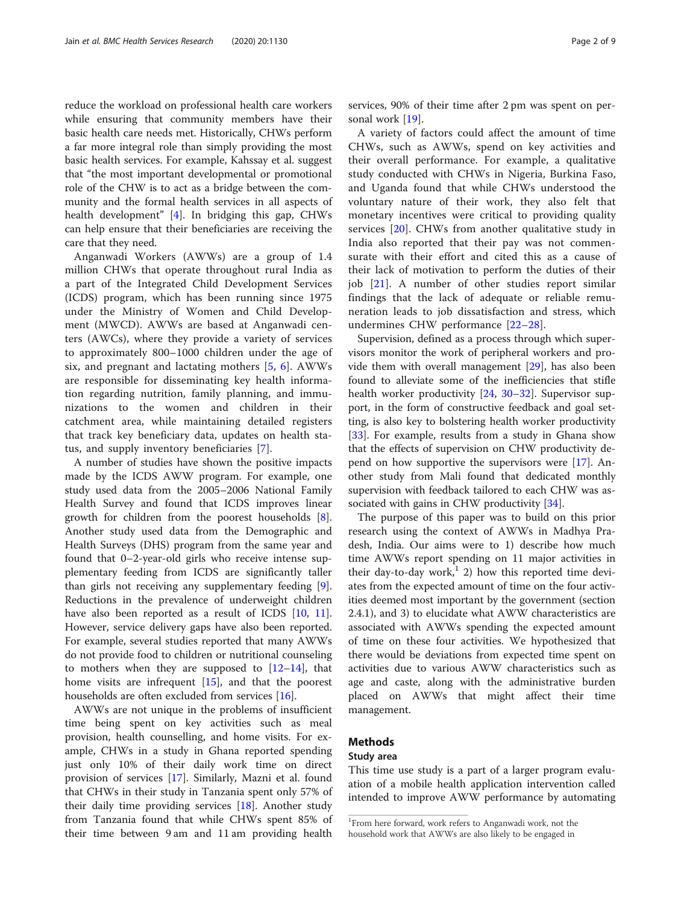reduce the workload on professional health care workers while ensuring that community members have their basic health care needs met. Historically, CHWs perform a far more integral role than simply providing the most basic health services. For example, Kahssay et al. suggest that "the most important developmental or promotional role of the CHW is to act as a bridge between the community and the formal health services in all aspects of health development" [4]. In bridging this gap, CHWs can help ensure that their beneficiaries are receiving the care that they need.

Anganwadi Workers (AWWs) are a group of 1.4 million CHWs that operate throughout rural India as a part of the Integrated Child Development Services (ICDS) program, which has been running since 1975 under the Ministry of Women and Child Development (MWCD). AWWs are based at Anganwadi centers (AWCs), where they provide a variety of services to approximately 800–1000 children under the age of six, and pregnant and lactating mothers [5, 6]. AWWs are responsible for disseminating key health information regarding nutrition, family planning, and immunizations to the women and children in their catchment area, while maintaining detailed registers that track key beneficiary data, updates on health status, and supply inventory beneficiaries [7].

A number of studies have shown the positive impacts made by the ICDS AWW program. For example, one study used data from the 2005–2006 National Family Health Survey and found that ICDS improves linear growth for children from the poorest households [8]. Another study used data from the Demographic and Health Surveys (DHS) program from the same year and found that 0–2-year-old girls who receive intense supplementary feeding from ICDS are significantly taller than girls not receiving any supplementary feeding [9]. Reductions in the prevalence of underweight children have also been reported as a result of ICDS [10, 11]. However, service delivery gaps have also been reported. For example, several studies reported that many AWWs do not provide food to children or nutritional counseling to mothers when they are supposed to [12–14], that home visits are infrequent [15], and that the poorest households are often excluded from services [16].

AWWs are not unique in the problems of insufficient time being spent on key activities such as meal provision, health counselling, and home visits. For example, CHWs in a study in Ghana reported spending just only 10% of their daily work time on direct provision of services [17]. Similarly, Mazni et al. found that CHWs in their study in Tanzania spent only 57% of their daily time providing services [18]. Another study from Tanzania found that while CHWs spent 85% of their time between 9 am and 11 am providing health services, 90% of their time after 2 pm was spent on personal work [19].

A variety of factors could affect the amount of time CHWs, such as AWWs, spend on key activities and their overall performance. For example, a qualitative study conducted with CHWs in Nigeria, Burkina Faso, and Uganda found that while CHWs understood the voluntary nature of their work, they also felt that monetary incentives were critical to providing quality services [20]. CHWs from another qualitative study in India also reported that their pay was not commensurate with their effort and cited this as a cause of their lack of motivation to perform the duties of their job [21]. A number of other studies report similar findings that the lack of adequate or reliable remuneration leads to job dissatisfaction and stress, which undermines CHW performance [22–28].

Supervision, defined as a process through which supervisors monitor the work of peripheral workers and provide them with overall management [29], has also been found to alleviate some of the inefficiencies that stifle health worker productivity [24, 30–32]. Supervisor support, in the form of constructive feedback and goal setting, is also key to bolstering health worker productivity [33]. For example, results from a study in Ghana show that the effects of supervision on CHW productivity depend on how supportive the supervisors were [17]. Another study from Mali found that dedicated monthly supervision with feedback tailored to each CHW was associated with gains in CHW productivity [34].

The purpose of this paper was to build on this prior research using the context of AWWs in Madhya Pradesh, India. Our aims were to 1) describe how much time AWWs report spending on 11 major activities in their day-to-day work,[1] 2) how this reported time deviates from the expected amount of time on the four activities deemed most important by the government (section 2.4.1), and 3) to elucidate what AWW characteristics are associated with AWWs spending the expected amount of time on these four activities. We hypothesized that there would be deviations from expected time spent on activities due to various AWW characteristics such as age and caste, along with the administrative burden placed on AWWs that might affect their time management.

## Methods

### Study area

This time use study is a part of a larger program evaluation of a mobile health application intervention called intended to improve AWW performance by automating

[1] From here forward, work refers to Anganwadi work, not the household work that AWWs are also likely to be engaged in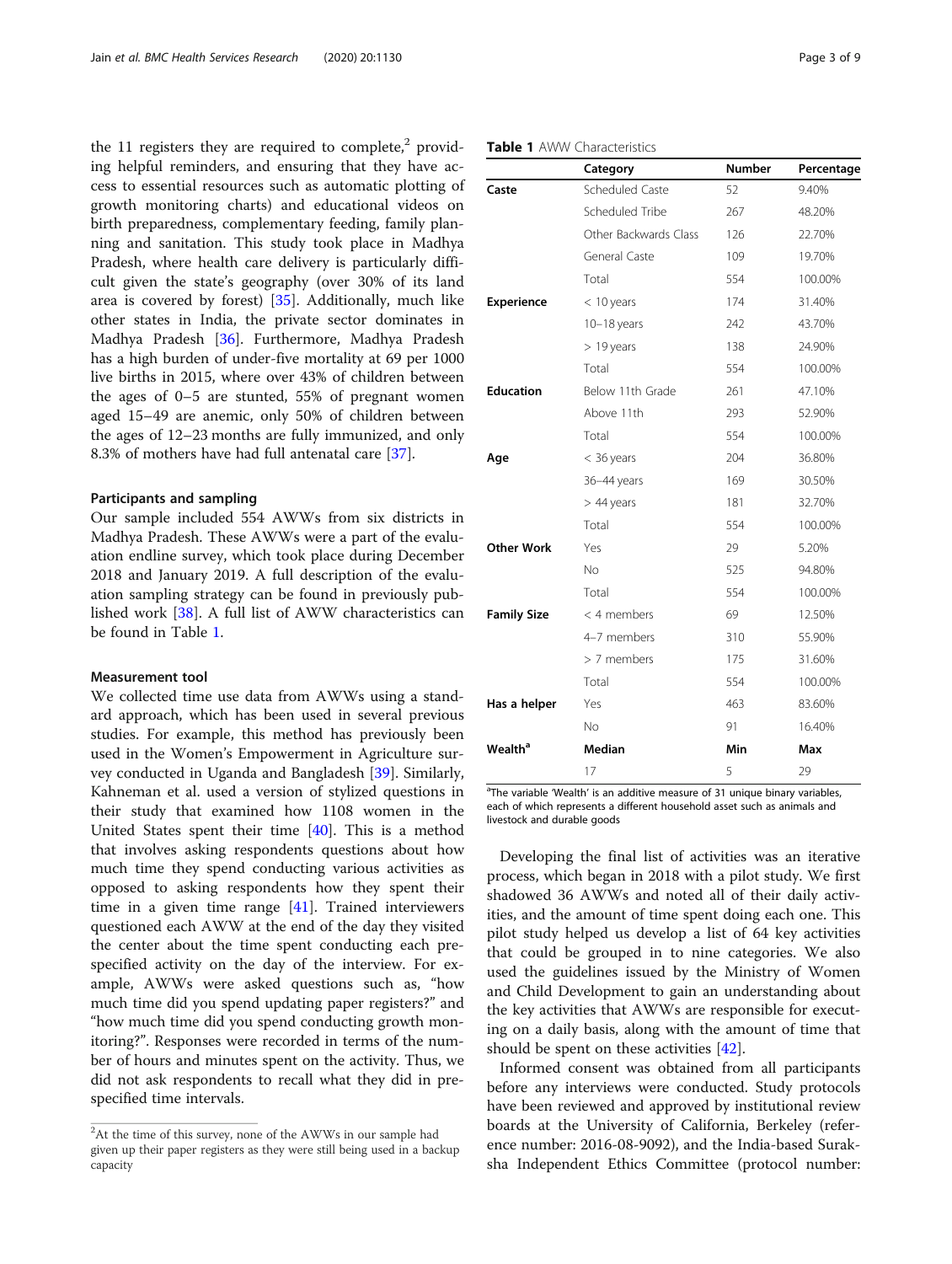the 11 registers they are required to complete,[2] providing helpful reminders, and ensuring that they have access to essential resources such as automatic plotting of growth monitoring charts) and educational videos on birth preparedness, complementary feeding, family planning and sanitation. This study took place in Madhya Pradesh, where health care delivery is particularly difficult given the state's geography (over 30% of its land area is covered by forest) [35]. Additionally, much like other states in India, the private sector dominates in Madhya Pradesh [36]. Furthermore, Madhya Pradesh has a high burden of under-five mortality at 69 per 1000 live births in 2015, where over 43% of children between the ages of 0–5 are stunted, 55% of pregnant women aged 15–49 are anemic, only 50% of children between the ages of 12–23 months are fully immunized, and only 8.3% of mothers have had full antenatal care [37].

### Participants and sampling

Our sample included 554 AWWs from six districts in Madhya Pradesh. These AWWs were a part of the evaluation endline survey, which took place during December 2018 and January 2019. A full description of the evaluation sampling strategy can be found in previously published work [38]. A full list of AWW characteristics can be found in Table 1.

### Measurement tool

We collected time use data from AWWs using a standard approach, which has been used in several previous studies. For example, this method has previously been used in the Women's Empowerment in Agriculture survey conducted in Uganda and Bangladesh [39]. Similarly, Kahneman et al. used a version of stylized questions in their study that examined how 1108 women in the United States spent their time [40]. This is a method that involves asking respondents questions about how much time they spend conducting various activities as opposed to asking respondents how they spent their time in a given time range [41]. Trained interviewers questioned each AWW at the end of the day they visited the center about the time spent conducting each prespecified activity on the day of the interview. For example, AWWs were asked questions such as, "how much time did you spend updating paper registers?" and "how much time did you spend conducting growth monitoring?". Responses were recorded in terms of the number of hours and minutes spent on the activity. Thus, we did not ask respondents to recall what they did in prespecified time intervals.

[2]At the time of this survey, none of the AWWs in our sample had given up their paper registers as they were still being used in a backup capacity

**Table 1** AWW Characteristics

| | Category | Number | Percentage |
|---|---|---|---|
| **Caste** | Scheduled Caste | 52 | 9.40% |
| | Scheduled Tribe | 267 | 48.20% |
| | Other Backwards Class | 126 | 22.70% |
| | General Caste | 109 | 19.70% |
| | Total | 554 | 100.00% |
| **Experience** | < 10 years | 174 | 31.40% |
| | 10–18 years | 242 | 43.70% |
| | > 19 years | 138 | 24.90% |
| | Total | 554 | 100.00% |
| **Education** | Below 11th Grade | 261 | 47.10% |
| | Above 11th | 293 | 52.90% |
| | Total | 554 | 100.00% |
| **Age** | < 36 years | 204 | 36.80% |
| | 36–44 years | 169 | 30.50% |
| | > 44 years | 181 | 32.70% |
| | Total | 554 | 100.00% |
| **Other Work** | Yes | 29 | 5.20% |
| | No | 525 | 94.80% |
| | Total | 554 | 100.00% |
| **Family Size** | < 4 members | 69 | 12.50% |
| | 4–7 members | 310 | 55.90% |
| | > 7 members | 175 | 31.60% |
| | Total | 554 | 100.00% |
| **Has a helper** | Yes | 463 | 83.60% |
| | No | 91 | 16.40% |
| **Wealth[a]** | **Median** | **Min** | **Max** |
| | 17 | 5 | 29 |

[a]The variable 'Wealth' is an additive measure of 31 unique binary variables, each of which represents a different household asset such as animals and livestock and durable goods

Developing the final list of activities was an iterative process, which began in 2018 with a pilot study. We first shadowed 36 AWWs and noted all of their daily activities, and the amount of time spent doing each one. This pilot study helped us develop a list of 64 key activities that could be grouped in to nine categories. We also used the guidelines issued by the Ministry of Women and Child Development to gain an understanding about the key activities that AWWs are responsible for executing on a daily basis, along with the amount of time that should be spent on these activities [42].

Informed consent was obtained from all participants before any interviews were conducted. Study protocols have been reviewed and approved by institutional review boards at the University of California, Berkeley (reference number: 2016-08-9092), and the India-based Suraksha Independent Ethics Committee (protocol number: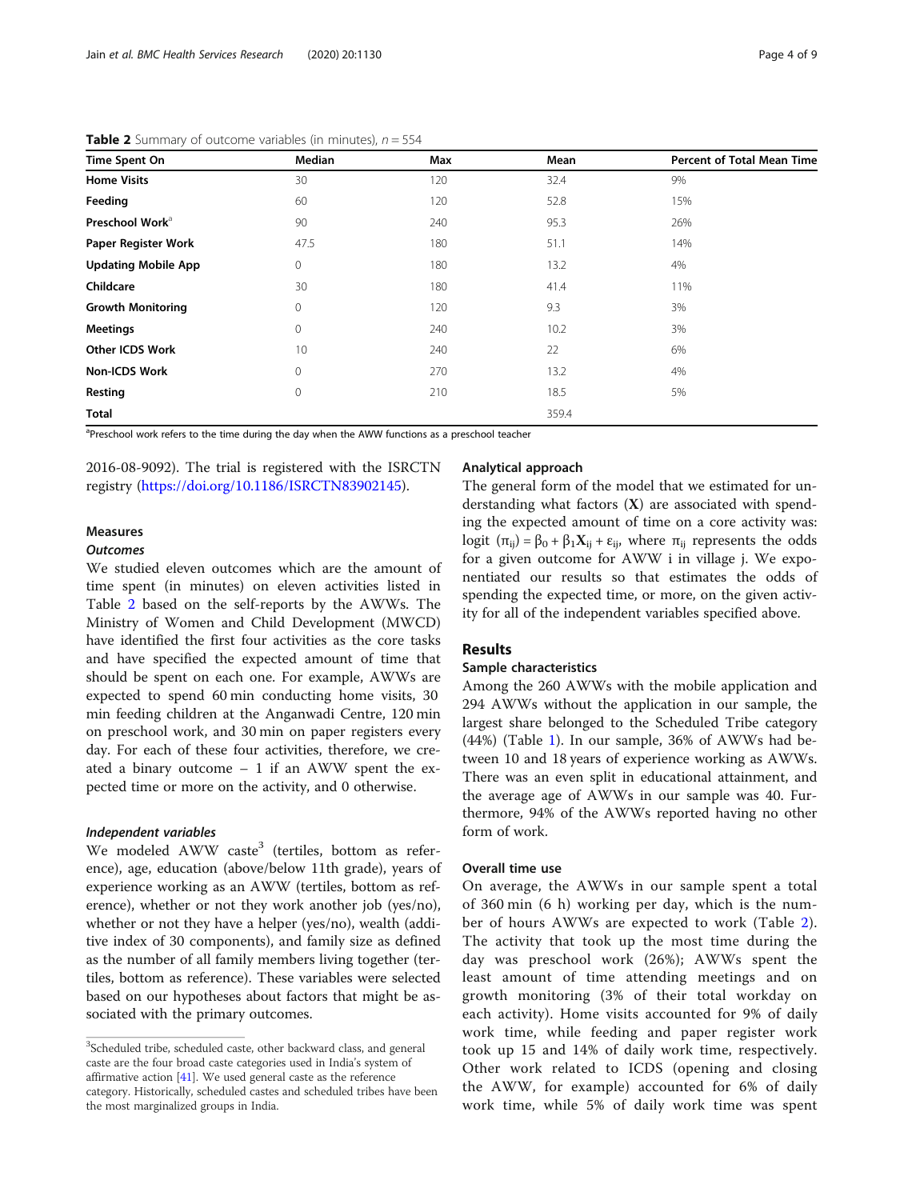**Table 2** Summary of outcome variables (in minutes), $n = 554$

| Time Spent On | Median | Max | Mean | Percent of Total Mean Time |
|---|---|---|---|---|
| **Home Visits** | 30 | 120 | 32.4 | 9% |
| **Feeding** | 60 | 120 | 52.8 | 15% |
| **Preschool Work**[a] | 90 | 240 | 95.3 | 26% |
| **Paper Register Work** | 47.5 | 180 | 51.1 | 14% |
| **Updating Mobile App** | 0 | 180 | 13.2 | 4% |
| **Childcare** | 30 | 180 | 41.4 | 11% |
| **Growth Monitoring** | 0 | 120 | 9.3 | 3% |
| **Meetings** | 0 | 240 | 10.2 | 3% |
| **Other ICDS Work** | 10 | 240 | 22 | 6% |
| **Non-ICDS Work** | 0 | 270 | 13.2 | 4% |
| **Resting** | 0 | 210 | 18.5 | 5% |
| **Total** | | | 359.4 | |

[a]Preschool work refers to the time during the day when the AWW functions as a preschool teacher

2016-08-9092). The trial is registered with the ISRCTN registry (https://doi.org/10.1186/ISRCTN83902145).

### Measures

#### *Outcomes*

We studied eleven outcomes which are the amount of time spent (in minutes) on eleven activities listed in Table 2 based on the self-reports by the AWWs. The Ministry of Women and Child Development (MWCD) have identified the first four activities as the core tasks and have specified the expected amount of time that should be spent on each one. For example, AWWs are expected to spend 60 min conducting home visits, 30 min feeding children at the Anganwadi Centre, 120 min on preschool work, and 30 min on paper registers every day. For each of these four activities, therefore, we created a binary outcome – 1 if an AWW spent the expected time or more on the activity, and 0 otherwise.

#### *Independent variables*

We modeled AWW caste[3] (tertiles, bottom as reference), age, education (above/below 11th grade), years of experience working as an AWW (tertiles, bottom as reference), whether or not they work another job (yes/no), whether or not they have a helper (yes/no), wealth (additive index of 30 components), and family size as defined as the number of all family members living together (tertiles, bottom as reference). These variables were selected based on our hypotheses about factors that might be associated with the primary outcomes.

[3]Scheduled tribe, scheduled caste, other backward class, and general caste are the four broad caste categories used in India's system of affirmative action [41]. We used general caste as the reference category. Historically, scheduled castes and scheduled tribes have been the most marginalized groups in India.

### Analytical approach

The general form of the model that we estimated for understanding what factors (**X**) are associated with spending the expected amount of time on a core activity was: logit $(\pi_{ij}) = \beta_0 + \beta_1 \mathbf{X}_{ij} + \varepsilon_{ij}$, where $\pi_{ij}$ represents the odds for a given outcome for AWW i in village j. We exponentiated our results so that estimates the odds of spending the expected time, or more, on the given activity for all of the independent variables specified above.

## Results

### Sample characteristics

Among the 260 AWWs with the mobile application and 294 AWWs without the application in our sample, the largest share belonged to the Scheduled Tribe category (44%) (Table 1). In our sample, 36% of AWWs had between 10 and 18 years of experience working as AWWs. There was an even split in educational attainment, and the average age of AWWs in our sample was 40. Furthermore, 94% of the AWWs reported having no other form of work.

### Overall time use

On average, the AWWs in our sample spent a total of 360 min (6 h) working per day, which is the number of hours AWWs are expected to work (Table 2). The activity that took up the most time during the day was preschool work (26%); AWWs spent the least amount of time attending meetings and on growth monitoring (3% of their total workday on each activity). Home visits accounted for 9% of daily work time, while feeding and paper register work took up 15 and 14% of daily work time, respectively. Other work related to ICDS (opening and closing the AWW, for example) accounted for 6% of daily work time, while 5% of daily work time was spent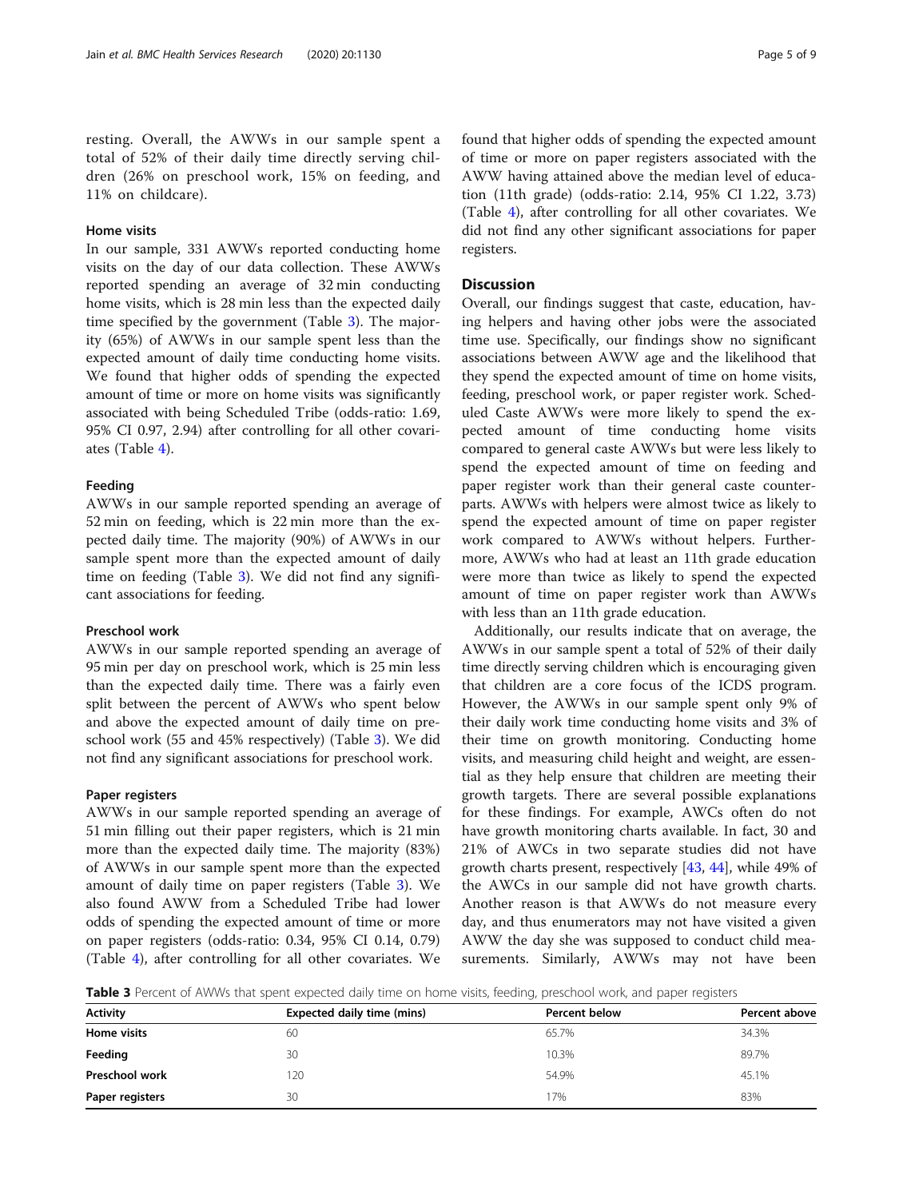resting. Overall, the AWWs in our sample spent a total of 52% of their daily time directly serving children (26% on preschool work, 15% on feeding, and 11% on childcare).

### Home visits

In our sample, 331 AWWs reported conducting home visits on the day of our data collection. These AWWs reported spending an average of 32 min conducting home visits, which is 28 min less than the expected daily time specified by the government (Table 3). The majority (65%) of AWWs in our sample spent less than the expected amount of daily time conducting home visits. We found that higher odds of spending the expected amount of time or more on home visits was significantly associated with being Scheduled Tribe (odds-ratio: 1.69, 95% CI 0.97, 2.94) after controlling for all other covariates (Table 4).

### Feeding

AWWs in our sample reported spending an average of 52 min on feeding, which is 22 min more than the expected daily time. The majority (90%) of AWWs in our sample spent more than the expected amount of daily time on feeding (Table 3). We did not find any significant associations for feeding.

### Preschool work

AWWs in our sample reported spending an average of 95 min per day on preschool work, which is 25 min less than the expected daily time. There was a fairly even split between the percent of AWWs who spent below and above the expected amount of daily time on preschool work (55 and 45% respectively) (Table 3). We did not find any significant associations for preschool work.

### Paper registers

AWWs in our sample reported spending an average of 51 min filling out their paper registers, which is 21 min more than the expected daily time. The majority (83%) of AWWs in our sample spent more than the expected amount of daily time on paper registers (Table 3). We also found AWW from a Scheduled Tribe had lower odds of spending the expected amount of time or more on paper registers (odds-ratio: 0.34, 95% CI 0.14, 0.79) (Table 4), after controlling for all other covariates. We found that higher odds of spending the expected amount of time or more on paper registers associated with the AWW having attained above the median level of education (11th grade) (odds-ratio: 2.14, 95% CI 1.22, 3.73) (Table 4), after controlling for all other covariates. We did not find any other significant associations for paper registers.

## Discussion

Overall, our findings suggest that caste, education, having helpers and having other jobs were the associated time use. Specifically, our findings show no significant associations between AWW age and the likelihood that they spend the expected amount of time on home visits, feeding, preschool work, or paper register work. Scheduled Caste AWWs were more likely to spend the expected amount of time conducting home visits compared to general caste AWWs but were less likely to spend the expected amount of time on feeding and paper register work than their general caste counterparts. AWWs with helpers were almost twice as likely to spend the expected amount of time on paper register work compared to AWWs without helpers. Furthermore, AWWs who had at least an 11th grade education were more than twice as likely to spend the expected amount of time on paper register work than AWWs with less than an 11th grade education.

Additionally, our results indicate that on average, the AWWs in our sample spent a total of 52% of their daily time directly serving children which is encouraging given that children are a core focus of the ICDS program. However, the AWWs in our sample spent only 9% of their daily work time conducting home visits and 3% of their time on growth monitoring. Conducting home visits, and measuring child height and weight, are essential as they help ensure that children are meeting their growth targets. There are several possible explanations for these findings. For example, AWCs often do not have growth monitoring charts available. In fact, 30 and 21% of AWCs in two separate studies did not have growth charts present, respectively [43, 44], while 49% of the AWCs in our sample did not have growth charts. Another reason is that AWWs do not measure every day, and thus enumerators may not have visited a given AWW the day she was supposed to conduct child measurements. Similarly, AWWs may not have been

**Table 3** Percent of AWWs that spent expected daily time on home visits, feeding, preschool work, and paper registers

| Activity | Expected daily time (mins) | Percent below | Percent above |
| --- | --- | --- | --- |
| **Home visits** | 60 | 65.7% | 34.3% |
| **Feeding** | 30 | 10.3% | 89.7% |
| **Preschool work** | 120 | 54.9% | 45.1% |
| **Paper registers** | 30 | 17% | 83% |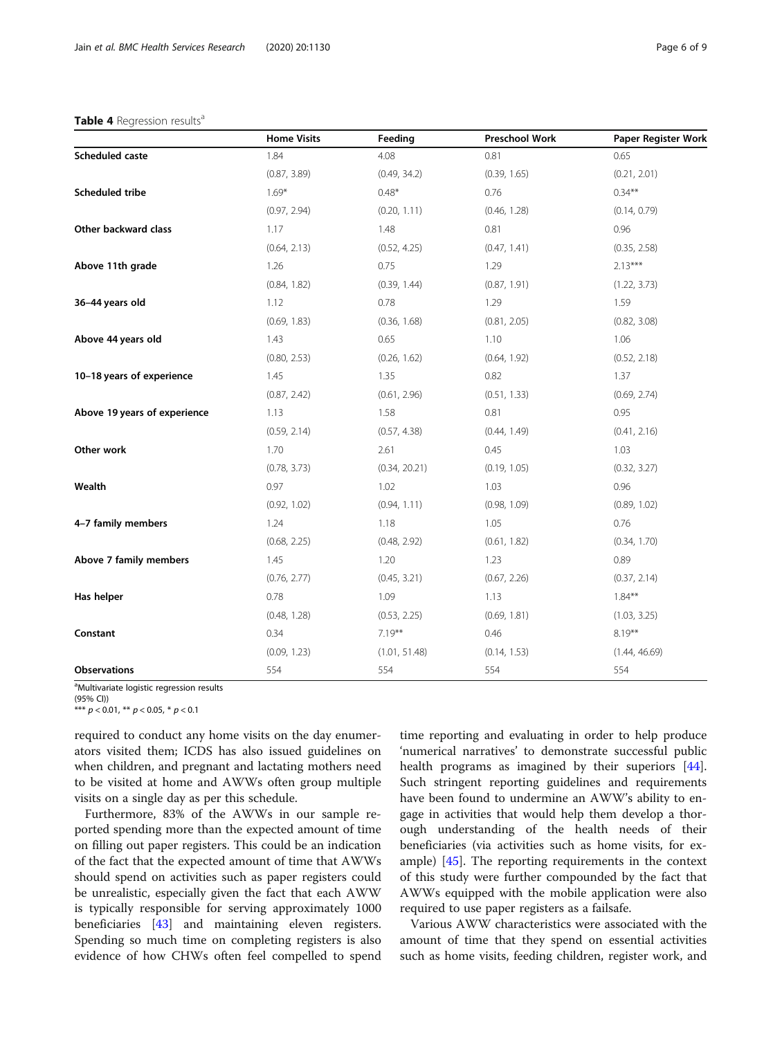**Table 4** Regression results[a]

| | Home Visits | Feeding | Preschool Work | Paper Register Work |
|---|---|---|---|---|
| **Scheduled caste** | 1.84 | 4.08 | 0.81 | 0.65 |
| | (0.87, 3.89) | (0.49, 34.2) | (0.39, 1.65) | (0.21, 2.01) |
| **Scheduled tribe** | 1.69* | 0.48* | 0.76 | 0.34** |
| | (0.97, 2.94) | (0.20, 1.11) | (0.46, 1.28) | (0.14, 0.79) |
| **Other backward class** | 1.17 | 1.48 | 0.81 | 0.96 |
| | (0.64, 2.13) | (0.52, 4.25) | (0.47, 1.41) | (0.35, 2.58) |
| **Above 11th grade** | 1.26 | 0.75 | 1.29 | 2.13*** |
| | (0.84, 1.82) | (0.39, 1.44) | (0.87, 1.91) | (1.22, 3.73) |
| **36–44 years old** | 1.12 | 0.78 | 1.29 | 1.59 |
| | (0.69, 1.83) | (0.36, 1.68) | (0.81, 2.05) | (0.82, 3.08) |
| **Above 44 years old** | 1.43 | 0.65 | 1.10 | 1.06 |
| | (0.80, 2.53) | (0.26, 1.62) | (0.64, 1.92) | (0.52, 2.18) |
| **10–18 years of experience** | 1.45 | 1.35 | 0.82 | 1.37 |
| | (0.87, 2.42) | (0.61, 2.96) | (0.51, 1.33) | (0.69, 2.74) |
| **Above 19 years of experience** | 1.13 | 1.58 | 0.81 | 0.95 |
| | (0.59, 2.14) | (0.57, 4.38) | (0.44, 1.49) | (0.41, 2.16) |
| **Other work** | 1.70 | 2.61 | 0.45 | 1.03 |
| | (0.78, 3.73) | (0.34, 20.21) | (0.19, 1.05) | (0.32, 3.27) |
| **Wealth** | 0.97 | 1.02 | 1.03 | 0.96 |
| | (0.92, 1.02) | (0.94, 1.11) | (0.98, 1.09) | (0.89, 1.02) |
| **4–7 family members** | 1.24 | 1.18 | 1.05 | 0.76 |
| | (0.68, 2.25) | (0.48, 2.92) | (0.61, 1.82) | (0.34, 1.70) |
| **Above 7 family members** | 1.45 | 1.20 | 1.23 | 0.89 |
| | (0.76, 2.77) | (0.45, 3.21) | (0.67, 2.26) | (0.37, 2.14) |
| **Has helper** | 0.78 | 1.09 | 1.13 | 1.84** |
| | (0.48, 1.28) | (0.53, 2.25) | (0.69, 1.81) | (1.03, 3.25) |
| **Constant** | 0.34 | 7.19** | 0.46 | 8.19** |
| | (0.09, 1.23) | (1.01, 51.48) | (0.14, 1.53) | (1.44, 46.69) |
| **Observations** | 554 | 554 | 554 | 554 |

[a]Multivariate logistic regression results
(95% CI))
*** $p < 0.01$, ** $p < 0.05$, * $p < 0.1$

required to conduct any home visits on the day enumerators visited them; ICDS has also issued guidelines on when children, and pregnant and lactating mothers need to be visited at home and AWWs often group multiple visits on a single day as per this schedule.

Furthermore, 83% of the AWWs in our sample reported spending more than the expected amount of time on filling out paper registers. This could be an indication of the fact that the expected amount of time that AWWs should spend on activities such as paper registers could be unrealistic, especially given the fact that each AWW is typically responsible for serving approximately 1000 beneficiaries [43] and maintaining eleven registers. Spending so much time on completing registers is also evidence of how CHWs often feel compelled to spend time reporting and evaluating in order to help produce 'numerical narratives' to demonstrate successful public health programs as imagined by their superiors [44]. Such stringent reporting guidelines and requirements have been found to undermine an AWW's ability to engage in activities that would help them develop a thorough understanding of the health needs of their beneficiaries (via activities such as home visits, for example) [45]. The reporting requirements in the context of this study were further compounded by the fact that AWWs equipped with the mobile application were also required to use paper registers as a failsafe.

Various AWW characteristics were associated with the amount of time that they spend on essential activities such as home visits, feeding children, register work, and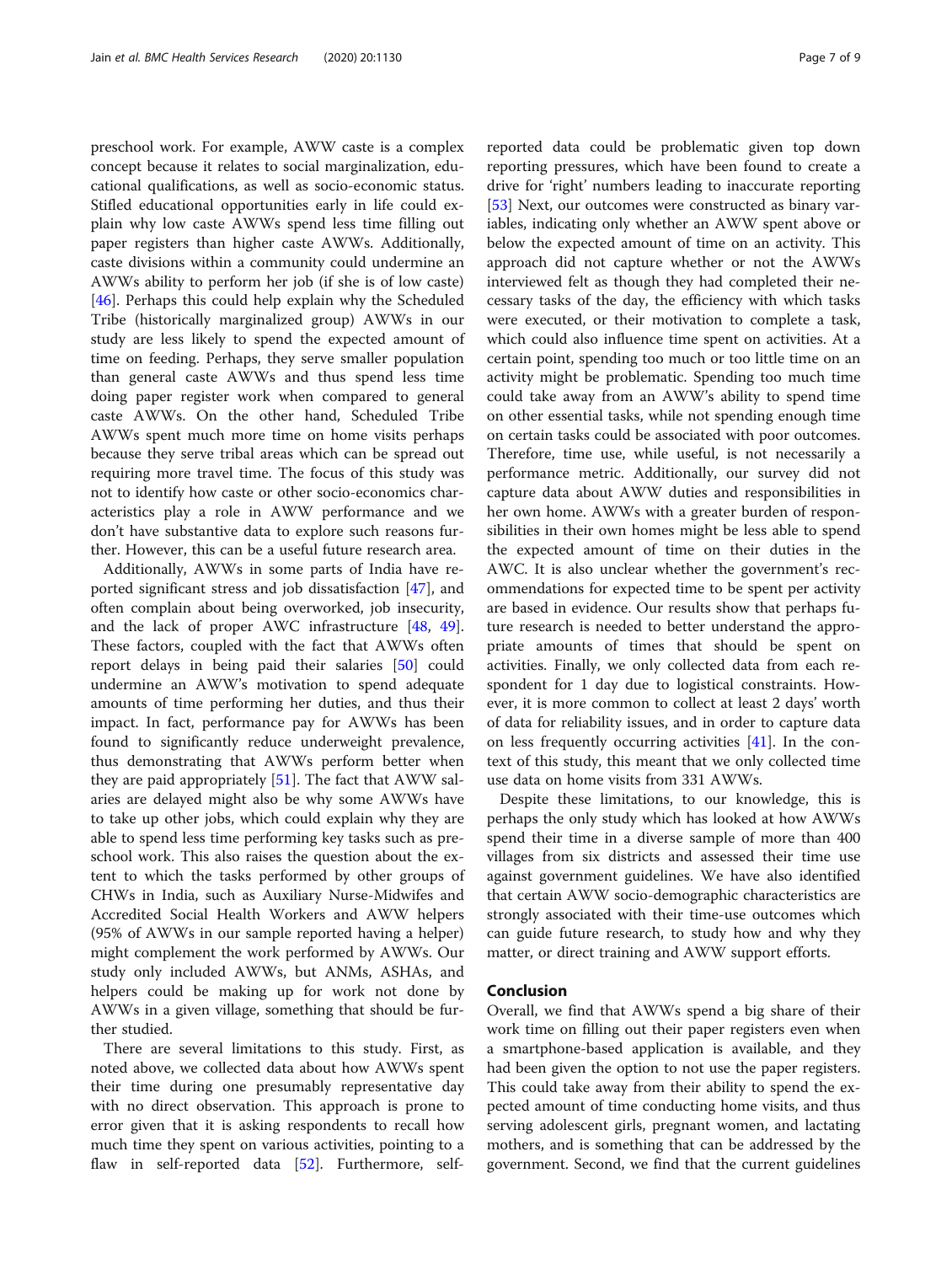preschool work. For example, AWW caste is a complex concept because it relates to social marginalization, educational qualifications, as well as socio-economic status. Stifled educational opportunities early in life could explain why low caste AWWs spend less time filling out paper registers than higher caste AWWs. Additionally, caste divisions within a community could undermine an AWWs ability to perform her job (if she is of low caste) [46]. Perhaps this could help explain why the Scheduled Tribe (historically marginalized group) AWWs in our study are less likely to spend the expected amount of time on feeding. Perhaps, they serve smaller population than general caste AWWs and thus spend less time doing paper register work when compared to general caste AWWs. On the other hand, Scheduled Tribe AWWs spent much more time on home visits perhaps because they serve tribal areas which can be spread out requiring more travel time. The focus of this study was not to identify how caste or other socio-economics characteristics play a role in AWW performance and we don't have substantive data to explore such reasons further. However, this can be a useful future research area.

Additionally, AWWs in some parts of India have reported significant stress and job dissatisfaction [47], and often complain about being overworked, job insecurity, and the lack of proper AWC infrastructure [48, 49]. These factors, coupled with the fact that AWWs often report delays in being paid their salaries [50] could undermine an AWW's motivation to spend adequate amounts of time performing her duties, and thus their impact. In fact, performance pay for AWWs has been found to significantly reduce underweight prevalence, thus demonstrating that AWWs perform better when they are paid appropriately [51]. The fact that AWW salaries are delayed might also be why some AWWs have to take up other jobs, which could explain why they are able to spend less time performing key tasks such as preschool work. This also raises the question about the extent to which the tasks performed by other groups of CHWs in India, such as Auxiliary Nurse-Midwifes and Accredited Social Health Workers and AWW helpers (95% of AWWs in our sample reported having a helper) might complement the work performed by AWWs. Our study only included AWWs, but ANMs, ASHAs, and helpers could be making up for work not done by AWWs in a given village, something that should be further studied.

There are several limitations to this study. First, as noted above, we collected data about how AWWs spent their time during one presumably representative day with no direct observation. This approach is prone to error given that it is asking respondents to recall how much time they spent on various activities, pointing to a flaw in self-reported data [52]. Furthermore, self-reported data could be problematic given top down reporting pressures, which have been found to create a drive for 'right' numbers leading to inaccurate reporting [53] Next, our outcomes were constructed as binary variables, indicating only whether an AWW spent above or below the expected amount of time on an activity. This approach did not capture whether or not the AWWs interviewed felt as though they had completed their necessary tasks of the day, the efficiency with which tasks were executed, or their motivation to complete a task, which could also influence time spent on activities. At a certain point, spending too much or too little time on an activity might be problematic. Spending too much time could take away from an AWW's ability to spend time on other essential tasks, while not spending enough time on certain tasks could be associated with poor outcomes. Therefore, time use, while useful, is not necessarily a performance metric. Additionally, our survey did not capture data about AWW duties and responsibilities in her own home. AWWs with a greater burden of responsibilities in their own homes might be less able to spend the expected amount of time on their duties in the AWC. It is also unclear whether the government's recommendations for expected time to be spent per activity are based in evidence. Our results show that perhaps future research is needed to better understand the appropriate amounts of times that should be spent on activities. Finally, we only collected data from each respondent for 1 day due to logistical constraints. However, it is more common to collect at least 2 days' worth of data for reliability issues, and in order to capture data on less frequently occurring activities [41]. In the context of this study, this meant that we only collected time use data on home visits from 331 AWWs.

Despite these limitations, to our knowledge, this is perhaps the only study which has looked at how AWWs spend their time in a diverse sample of more than 400 villages from six districts and assessed their time use against government guidelines. We have also identified that certain AWW socio-demographic characteristics are strongly associated with their time-use outcomes which can guide future research, to study how and why they matter, or direct training and AWW support efforts.

## Conclusion

Overall, we find that AWWs spend a big share of their work time on filling out their paper registers even when a smartphone-based application is available, and they had been given the option to not use the paper registers. This could take away from their ability to spend the expected amount of time conducting home visits, and thus serving adolescent girls, pregnant women, and lactating mothers, and is something that can be addressed by the government. Second, we find that the current guidelines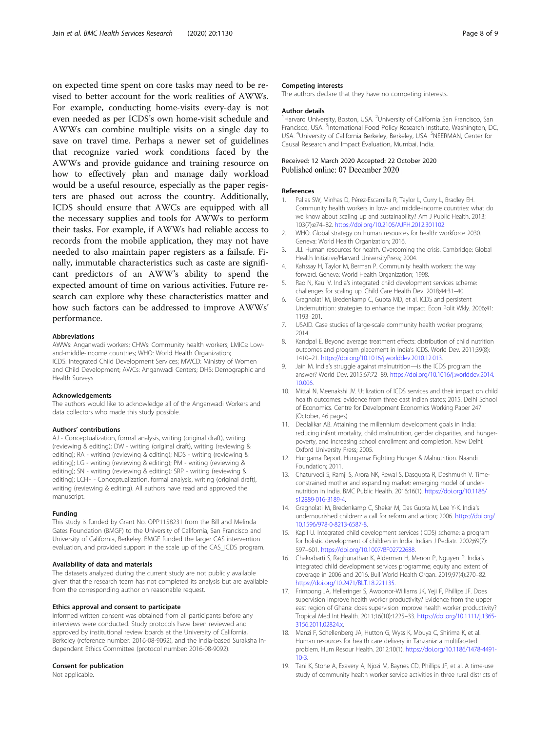on expected time spent on core tasks may need to be revised to better account for the work realities of AWWs. For example, conducting home-visits every-day is not even needed as per ICDS's own home-visit schedule and AWWs can combine multiple visits on a single day to save on travel time. Perhaps a newer set of guidelines that recognize varied work conditions faced by the AWWs and provide guidance and training resource on how to effectively plan and manage daily workload would be a useful resource, especially as the paper registers are phased out across the country. Additionally, ICDS should ensure that AWCs are equipped with all the necessary supplies and tools for AWWs to perform their tasks. For example, if AWWs had reliable access to records from the mobile application, they may not have needed to also maintain paper registers as a failsafe. Finally, immutable characteristics such as caste are significant predictors of an AWW's ability to spend the expected amount of time on various activities. Future research can explore why these characteristics matter and how such factors can be addressed to improve AWWs' performance.

### Abbreviations

AWWs: Anganwadi workers; CHWs: Community health workers; LMICs: Low-and-middle-income countries; WHO: World Health Organization; ICDS: Integrated Child Development Services; MWCD: Ministry of Women and Child Development; AWCs: Anganwadi Centers; DHS: Demographic and Health Surveys

### Acknowledgements

The authors would like to acknowledge all of the Anganwadi Workers and data collectors who made this study possible.

### Authors' contributions

AJ - Conceptualization, formal analysis, writing (original draft), writing (reviewing & editing); DW - writing (original draft), writing (reviewing & editing); RA - writing (reviewing & editing); NDS - writing (reviewing & editing); LG - writing (reviewing & editing); PM - writing (reviewing & editing); SN - writing (reviewing & editing); SRP - writing (reviewing & editing); LCHF - Conceptualization, formal analysis, writing (original draft), writing (reviewing & editing). All authors have read and approved the manuscript.

### Funding

This study is funded by Grant No. OPP1158231 from the Bill and Melinda Gates Foundation (BMGF) to the University of California, San Francisco and University of California, Berkeley. BMGF funded the larger CAS intervention evaluation, and provided support in the scale up of the CAS_ICDS program.

### Availability of data and materials

The datasets analyzed during the current study are not publicly available given that the research team has not completed its analysis but are available from the corresponding author on reasonable request.

### Ethics approval and consent to participate

Informed written consent was obtained from all participants before any interviews were conducted. Study protocols have been reviewed and approved by institutional review boards at the University of California, Berkeley (reference number: 2016-08-9092), and the India-based Suraksha Independent Ethics Committee (protocol number: 2016-08-9092).

### Consent for publication

Not applicable.

### Competing interests

The authors declare that they have no competing interests.

### Author details

[1]Harvard University, Boston, USA. [2]University of California San Francisco, San Francisco, USA. [3]International Food Policy Research Institute, Washington, DC, USA. [4]University of California Berkeley, Berkeley, USA. [5]NEERMAN, Center for Causal Research and Impact Evaluation, Mumbai, India.

Received: 12 March 2020 Accepted: 22 October 2020
Published online: 07 December 2020

### References

1. Pallas SW, Minhas D, Pérez-Escamilla R, Taylor L, Curry L, Bradley EH. Community health workers in low- and middle-income countries: what do we know about scaling up and sustainability? Am J Public Health. 2013; 103(7):e74–82. https://doi.org/10.2105/AJPH.2012.301102.
2. WHO. Global strategy on human resources for health: workforce 2030. Geneva: World Health Organization; 2016.
3. JLI. Human resources for health. Overcoming the crisis. Cambridge: Global Health Initiative/Harvard UniversityPress; 2004.
4. Kahssay H, Taylor M, Berman P. Community health workers: the way forward. Geneva: World Health Organization; 1998.
5. Rao N, Kaul V. India's integrated child development services scheme: challenges for scaling up. Child Care Health Dev. 2018;44:31–40.
6. Gragnolati M, Bredenkamp C, Gupta MD, et al. ICDS and persistent Undernutrition: strategies to enhance the impact. Econ Polit Wkly. 2006;41: 1193–201.
7. USAID. Case studies of large-scale community health worker programs; 2014.
8. Kandpal E. Beyond average treatment effects: distribution of child nutrition outcomes and program placement in India's ICDS. World Dev. 2011;39(8): 1410–21. https://doi.org/10.1016/j.worlddev.2010.12.013.
9. Jain M. India's struggle against malnutrition—is the ICDS program the answer? World Dev. 2015;67:72–89. https://doi.org/10.1016/j.worlddev.2014.10.006.
10. Mittal N, Meenakshi JV. Utilization of ICDS services and their impact on child health outcomes: evidence from three east Indian states; 2015. Delhi School of Economics. Centre for Development Economics Working Paper 247 (October, 46 pages).
11. Deolalikar AB. Attaining the millennium development goals in India: reducing infant mortality, child malnutrition, gender disparities, and hunger-poverty, and increasing school enrollment and completion. New Delhi: Oxford University Press; 2005.
12. Hungama Report. Hungama: Fighting Hunger & Malnutrition. Naandi Foundation; 2011.
13. Chaturvedi S, Ramji S, Arora NK, Rewal S, Dasgupta R, Deshmukh V. Time-constrained mother and expanding market: emerging model of under-nutrition in India. BMC Public Health. 2016;16(1). https://doi.org/10.1186/s12889-016-3189-4.
14. Gragnolati M, Bredenkamp C, Shekar M, Das Gupta M, Lee Y-K. India's undernourished children: a call for reform and action; 2006. https://doi.org/10.1596/978-0-8213-6587-8.
15. Kapil U. Integrated child development services (ICDS) scheme: a program for holistic development of children in India. Indian J Pediatr. 2002;69(7): 597–601. https://doi.org/10.1007/BF02722688.
16. Chakrabarti S, Raghunathan K, Alderman H, Menon P, Nguyen P. India's integrated child development services programme; equity and extent of coverage in 2006 and 2016. Bull World Health Organ. 2019;97(4):270–82. https://doi.org/10.2471/BLT.18.221135.
17. Frimpong JA, Helleringer S, Awoonor-Williams JK, Yeji F, Phillips JF. Does supervision improve health worker productivity? Evidence from the upper east region of Ghana: does supervision improve health worker productivity? Tropical Med Int Health. 2011;16(10):1225–33. https://doi.org/10.1111/j.1365-3156.2011.02824.x.
18. Manzi F, Schellenberg JA, Hutton G, Wyss K, Mbuya C, Shirima K, et al. Human resources for health care delivery in Tanzania: a multifaceted problem. Hum Resour Health. 2012;10(1). https://doi.org/10.1186/1478-4491-10-3.
19. Tani K, Stone A, Exavery A, Njozi M, Baynes CD, Phillips JF, et al. A time-use study of community health worker service activities in three rural districts of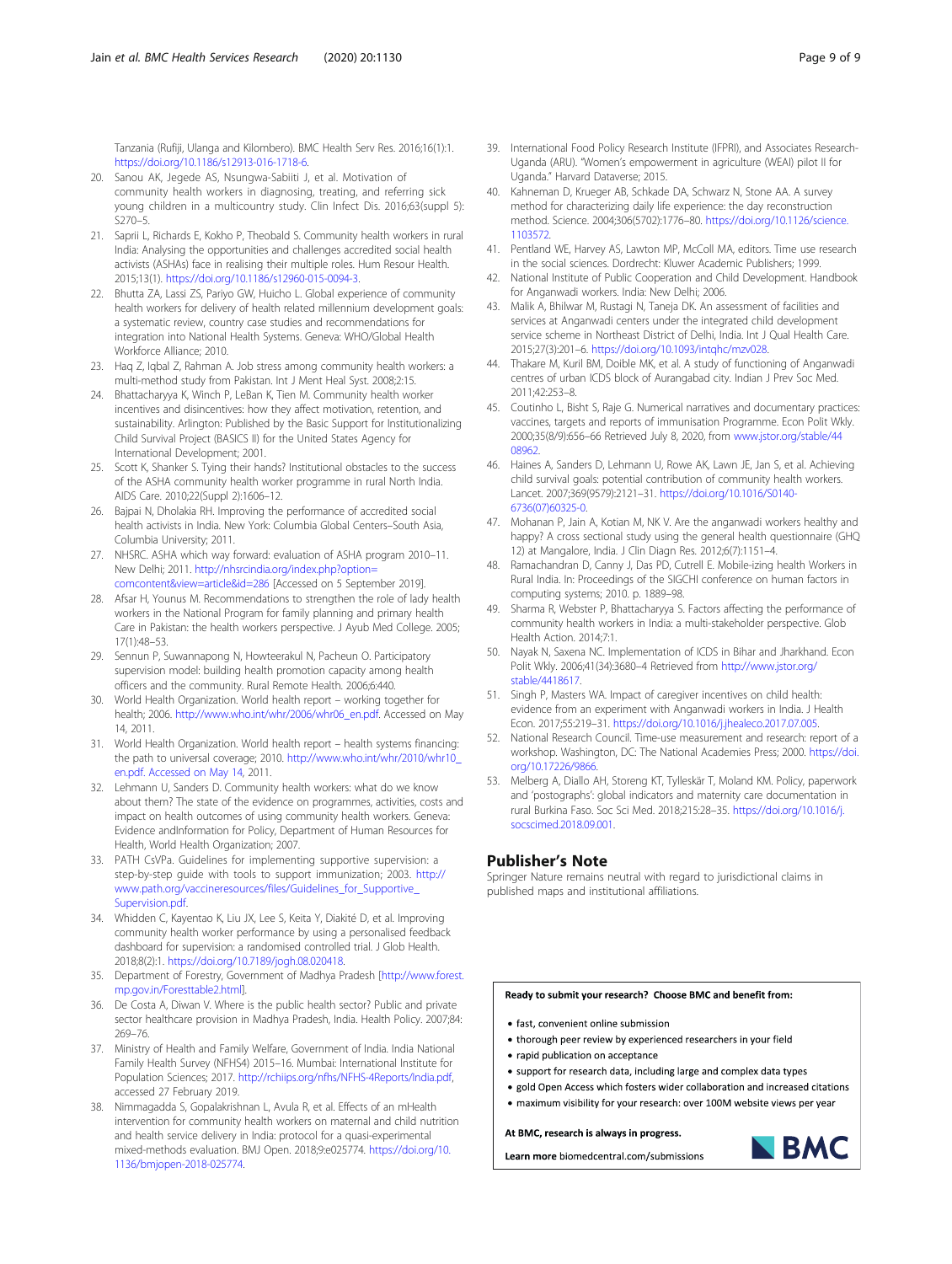Tanzania (Rufiji, Ulanga and Kilombero). BMC Health Serv Res. 2016;16(1):1. https://doi.org/10.1186/s12913-016-1718-6.

20. Sanou AK, Jegede AS, Nsungwa-Sabiiti J, et al. Motivation of community health workers in diagnosing, treating, and referring sick young children in a multicountry study. Clin Infect Dis. 2016;63(suppl 5): S270–5.
21. Saprii L, Richards E, Kokho P, Theobald S. Community health workers in rural India: Analysing the opportunities and challenges accredited social health activists (ASHAs) face in realising their multiple roles. Hum Resour Health. 2015;13(1). https://doi.org/10.1186/s12960-015-0094-3.
22. Bhutta ZA, Lassi ZS, Pariyo GW, Huicho L. Global experience of community health workers for delivery of health related millennium development goals: a systematic review, country case studies and recommendations for integration into National Health Systems. Geneva: WHO/Global Health Workforce Alliance; 2010.
23. Haq Z, Iqbal Z, Rahman A. Job stress among community health workers: a multi-method study from Pakistan. Int J Ment Heal Syst. 2008;2:15.
24. Bhattacharyya K, Winch P, LeBan K, Tien M. Community health worker incentives and disincentives: how they affect motivation, retention, and sustainability. Arlington: Published by the Basic Support for Institutionalizing Child Survival Project (BASICS II) for the United States Agency for International Development; 2001.
25. Scott K, Shanker S. Tying their hands? Institutional obstacles to the success of the ASHA community health worker programme in rural North India. AIDS Care. 2010;22(Suppl 2):1606–12.
26. Bajpai N, Dholakia RH. Improving the performance of accredited social health activists in India. New York: Columbia Global Centers–South Asia, Columbia University; 2011.
27. NHSRC. ASHA which way forward: evaluation of ASHA program 2010–11. New Delhi; 2011. http://nhsrcindia.org/index.php?option=comcontent&view=article&id=286 [Accessed on 5 September 2019].
28. Afsar H, Younus M. Recommendations to strengthen the role of lady health workers in the National Program for family planning and primary health Care in Pakistan: the health workers perspective. J Ayub Med College. 2005; 17(1):48–53.
29. Sennun P, Suwannapong N, Howteerakul N, Pacheun O. Participatory supervision model: building health promotion capacity among health officers and the community. Rural Remote Health. 2006;6:440.
30. World Health Organization. World health report – working together for health; 2006. http://www.who.int/whr/2006/whr06_en.pdf. Accessed on May 14, 2011.
31. World Health Organization. World health report – health systems financing: the path to universal coverage; 2010. http://www.who.int/whr/2010/whr10_en.pdf. Accessed on May 14, 2011.
32. Lehmann U, Sanders D. Community health workers: what do we know about them? The state of the evidence on programmes, activities, costs and impact on health outcomes of using community health workers. Geneva: Evidence andInformation for Policy, Department of Human Resources for Health, World Health Organization; 2007.
33. PATH CsVPa. Guidelines for implementing supportive supervision: a step-by-step guide with tools to support immunization; 2003. http://www.path.org/vaccineresources/files/Guidelines_for_Supportive_Supervision.pdf.
34. Whidden C, Kayentao K, Liu JX, Lee S, Keita Y, Diakité D, et al. Improving community health worker performance by using a personalised feedback dashboard for supervision: a randomised controlled trial. J Glob Health. 2018;8(2):1. https://doi.org/10.7189/jogh.08.020418.
35. Department of Forestry, Government of Madhya Pradesh [http://www.forest.mp.gov.in/Foresttable2.html].
36. De Costa A, Diwan V. Where is the public health sector? Public and private sector healthcare provision in Madhya Pradesh, India. Health Policy. 2007;84: 269–76.
37. Ministry of Health and Family Welfare, Government of India. India National Family Health Survey (NFHS4) 2015–16. Mumbai: International Institute for Population Sciences; 2017. http://rchiips.org/nfhs/NFHS-4Reports/India.pdf, accessed 27 February 2019.
38. Nimmagadda S, Gopalakrishnan L, Avula R, et al. Effects of an mHealth intervention for community health workers on maternal and child nutrition and health service delivery in India: protocol for a quasi-experimental mixed-methods evaluation. BMJ Open. 2018;9:e025774. https://doi.org/10.1136/bmjopen-2018-025774.
39. International Food Policy Research Institute (IFPRI), and Associates Research-Uganda (ARU). "Women's empowerment in agriculture (WEAI) pilot II for Uganda." Harvard Dataverse; 2015.
40. Kahneman D, Krueger AB, Schkade DA, Schwarz N, Stone AA. A survey method for characterizing daily life experience: the day reconstruction method. Science. 2004;306(5702):1776–80. https://doi.org/10.1126/science.1103572.
41. Pentland WE, Harvey AS, Lawton MP, McColl MA, editors. Time use research in the social sciences. Dordrecht: Kluwer Academic Publishers; 1999.
42. National Institute of Public Cooperation and Child Development. Handbook for Anganwadi workers. India: New Delhi; 2006.
43. Malik A, Bhilwar M, Rustagi N, Taneja DK. An assessment of facilities and services at Anganwadi centers under the integrated child development service scheme in Northeast District of Delhi, India. Int J Qual Health Care. 2015;27(3):201–6. https://doi.org/10.1093/intqhc/mzv028.
44. Thakare M, Kuril BM, Doible MK, et al. A study of functioning of Anganwadi centres of urban ICDS block of Aurangabad city. Indian J Prev Soc Med. 2011;42:253–8.
45. Coutinho L, Bisht S, Raje G. Numerical narratives and documentary practices: vaccines, targets and reports of immunisation Programme. Econ Polit Wkly. 2000;35(8/9):656–66 Retrieved July 8, 2020, from www.jstor.org/stable/4408962.
46. Haines A, Sanders D, Lehmann U, Rowe AK, Lawn JE, Jan S, et al. Achieving child survival goals: potential contribution of community health workers. Lancet. 2007;369(9579):2121–31. https://doi.org/10.1016/S0140-6736(07)60325-0.
47. Mohanan P, Jain A, Kotian M, NK V. Are the anganwadi workers healthy and happy? A cross sectional study using the general health questionnaire (GHQ 12) at Mangalore, India. J Clin Diagn Res. 2012;6(7):1151–4.
48. Ramachandran D, Canny J, Das PD, Cutrell E. Mobile-izing health Workers in Rural India. In: Proceedings of the SIGCHI conference on human factors in computing systems; 2010. p. 1889–98.
49. Sharma R, Webster P, Bhattacharyya S. Factors affecting the performance of community health workers in India: a multi-stakeholder perspective. Glob Health Action. 2014;7:1.
50. Nayak N, Saxena NC. Implementation of ICDS in Bihar and Jharkhand. Econ Polit Wkly. 2006;41(34):3680–4 Retrieved from http://www.jstor.org/stable/4418617.
51. Singh P, Masters WA. Impact of caregiver incentives on child health: evidence from an experiment with Anganwadi workers in India. J Health Econ. 2017;55:219–31. https://doi.org/10.1016/j.jhealeco.2017.07.005.
52. National Research Council. Time-use measurement and research: report of a workshop. Washington, DC: The National Academies Press; 2000. https://doi.org/10.17226/9866.
53. Melberg A, Diallo AH, Storeng KT, Tylleskär T, Moland KM. Policy, paperwork and 'postographs': global indicators and maternity care documentation in rural Burkina Faso. Soc Sci Med. 2018;215:28–35. https://doi.org/10.1016/j.socscimed.2018.09.001.

## Publisher's Note

Springer Nature remains neutral with regard to jurisdictional claims in published maps and institutional affiliations.

**Ready to submit your research? Choose BMC and benefit from:**

- fast, convenient online submission
- thorough peer review by experienced researchers in your field
- rapid publication on acceptance
- support for research data, including large and complex data types
- gold Open Access which fosters wider collaboration and increased citations
- maximum visibility for your research: over 100M website views per year

**At BMC, research is always in progress.**

**Learn more** biomedcentral.com/submissions

BMC